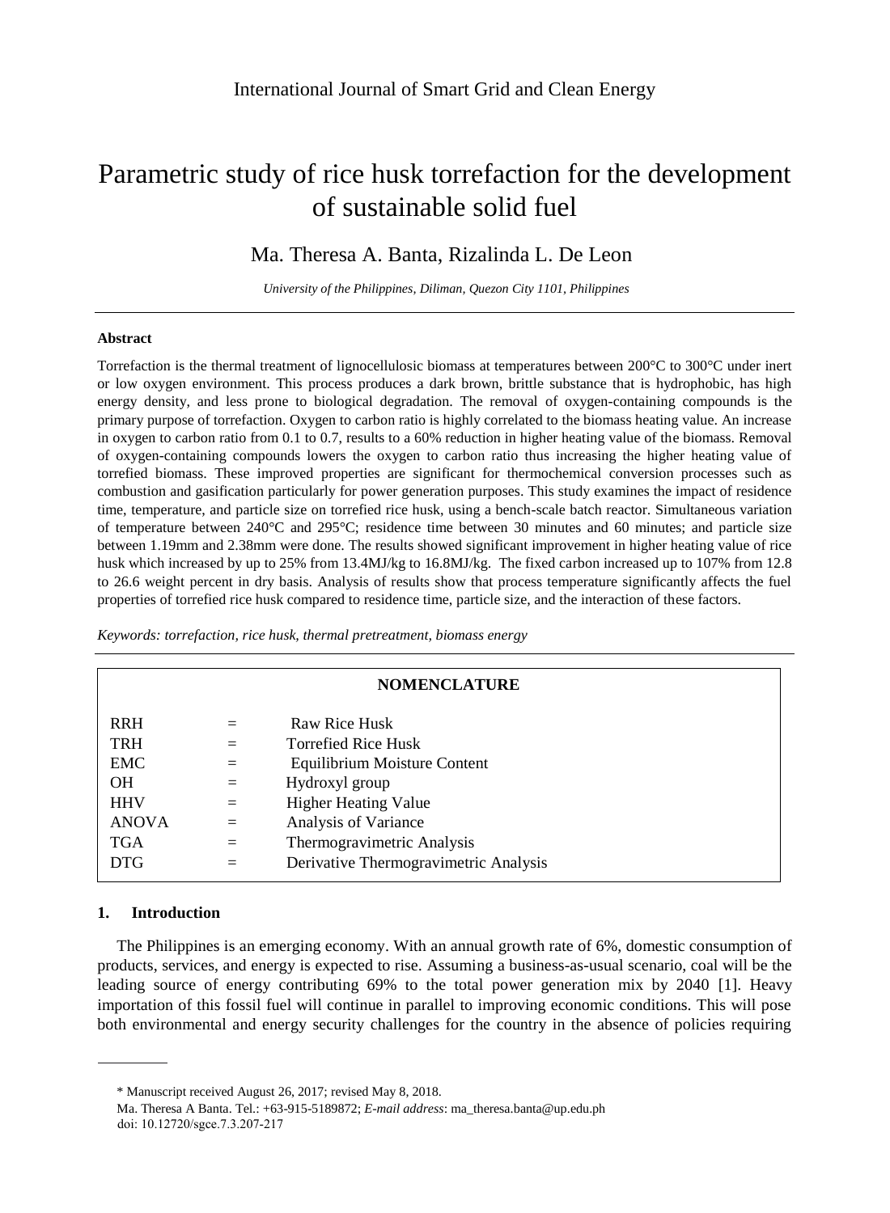# Parametric study of rice husk torrefaction for the development of sustainable solid fuel

Ma. Theresa A. Banta, Rizalinda L. De Leon

*University of the Philippines, Diliman, Quezon City 1101, Philippines*

---

**Abstract**

Torrefaction is the thermal treatment of lignocellulosic biomass at temperatures between 200°C to 300°C under inert or low oxygen environment. This process produces a dark brown, brittle substance that is hydrophobic, has high energy density, and less prone to biological degradation. The removal of oxygen-containing compounds is the primary purpose of torrefaction. Oxygen to carbon ratio is highly correlated to the biomass heating value. An increase in oxygen to carbon ratio from 0.1 to 0.7, results to a 60% reduction in higher heating value of the biomass. Removal of oxygen-containing compounds lowers the oxygen to carbon ratio thus increasing the higher heating value of torrefied biomass. These improved properties are significant for thermochemical conversion processes such as combustion and gasification particularly for power generation purposes. This study examines the impact of residence time, temperature, and particle size on torrefied rice husk, using a bench-scale batch reactor. Simultaneous variation of temperature between 240°C and 295°C; residence time between 30 minutes and 60 minutes; and particle size between 1.19mm and 2.38mm were done. The results showed significant improvement in higher heating value of rice husk which increased by up to 25% from 13.4MJ/kg to 16.8MJ/kg. The fixed carbon increased up to 107% from 12.8 to 26.6 weight percent in dry basis. Analysis of results show that process temperature significantly affects the fuel properties of torrefied rice husk compared to residence time, particle size, and the interaction of these factors.

*Keywords: torrefaction, rice husk, thermal pretreatment, biomass energy*

---

**NOMENCLATURE**

| | | |
|---|---|---|
| RRH | = | Raw Rice Husk |
| TRH | = | Torrefied Rice Husk |
| EMC | = | Equilibrium Moisture Content |
| OH | = | Hydroxyl group |
| HHV | = | Higher Heating Value |
| ANOVA | = | Analysis of Variance |
| TGA | = | Thermogravimetric Analysis |
| DTG | = | Derivative Thermogravimetric Analysis |

## 1. Introduction

The Philippines is an emerging economy. With an annual growth rate of 6%, domestic consumption of products, services, and energy is expected to rise. Assuming a business-as-usual scenario, coal will be the leading source of energy contributing 69% to the total power generation mix by 2040 [1]. Heavy importation of this fossil fuel will continue in parallel to improving economic conditions. This will pose both environmental and energy security challenges for the country in the absence of policies requiring

---

\* Manuscript received August 26, 2017; revised May 8, 2018.

Ma. Theresa A Banta. Tel.: +63-915-5189872; *E-mail address*: ma_theresa.banta@up.edu.ph

doi: 10.12720/sgce.7.3.207-217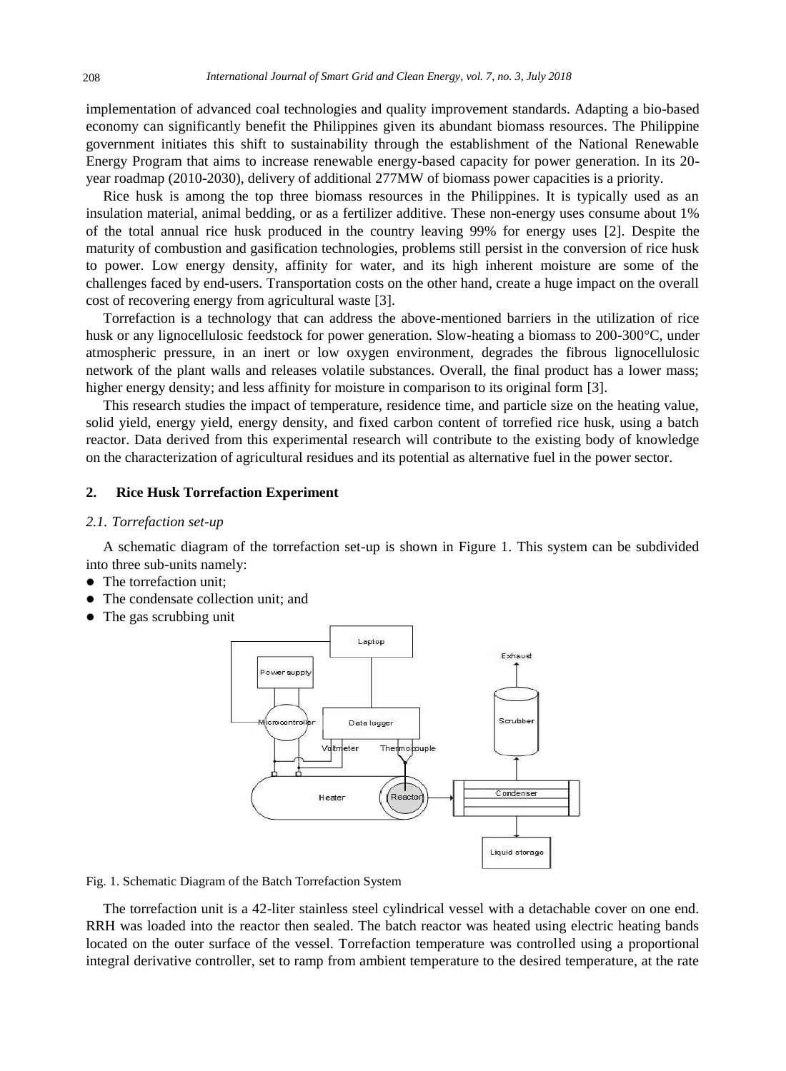implementation of advanced coal technologies and quality improvement standards. Adapting a bio-based economy can significantly benefit the Philippines given its abundant biomass resources. The Philippine government initiates this shift to sustainability through the establishment of the National Renewable Energy Program that aims to increase renewable energy-based capacity for power generation. In its 20-year roadmap (2010-2030), delivery of additional 277MW of biomass power capacities is a priority.

Rice husk is among the top three biomass resources in the Philippines. It is typically used as an insulation material, animal bedding, or as a fertilizer additive. These non-energy uses consume about 1% of the total annual rice husk produced in the country leaving 99% for energy uses [2]. Despite the maturity of combustion and gasification technologies, problems still persist in the conversion of rice husk to power. Low energy density, affinity for water, and its high inherent moisture are some of the challenges faced by end-users. Transportation costs on the other hand, create a huge impact on the overall cost of recovering energy from agricultural waste [3].

Torrefaction is a technology that can address the above-mentioned barriers in the utilization of rice husk or any lignocellulosic feedstock for power generation. Slow-heating a biomass to 200-300°C, under atmospheric pressure, in an inert or low oxygen environment, degrades the fibrous lignocellulosic network of the plant walls and releases volatile substances. Overall, the final product has a lower mass; higher energy density; and less affinity for moisture in comparison to its original form [3].

This research studies the impact of temperature, residence time, and particle size on the heating value, solid yield, energy yield, energy density, and fixed carbon content of torrefied rice husk, using a batch reactor. Data derived from this experimental research will contribute to the existing body of knowledge on the characterization of agricultural residues and its potential as alternative fuel in the power sector.

## 2. Rice Husk Torrefaction Experiment

### *2.1. Torrefaction set-up*

A schematic diagram of the torrefaction set-up is shown in Figure 1. This system can be subdivided into three sub-units namely:

- The torrefaction unit;
- The condensate collection unit; and
- The gas scrubbing unit

Fig. 1. Schematic Diagram of the Batch Torrefaction System

The torrefaction unit is a 42-liter stainless steel cylindrical vessel with a detachable cover on one end. RRH was loaded into the reactor then sealed. The batch reactor was heated using electric heating bands located on the outer surface of the vessel. Torrefaction temperature was controlled using a proportional integral derivative controller, set to ramp from ambient temperature to the desired temperature, at the rate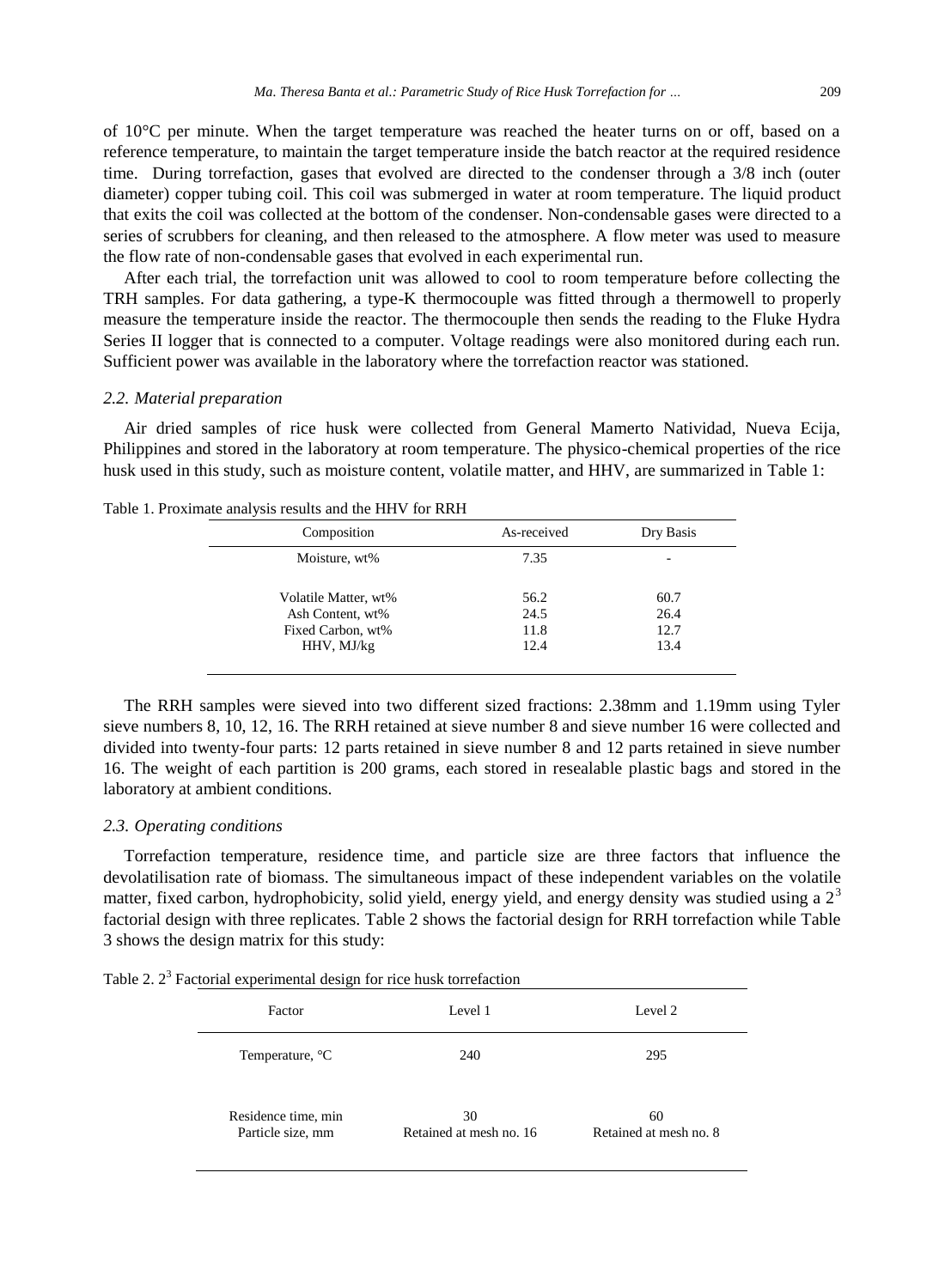of 10°C per minute. When the target temperature was reached the heater turns on or off, based on a reference temperature, to maintain the target temperature inside the batch reactor at the required residence time. During torrefaction, gases that evolved are directed to the condenser through a 3/8 inch (outer diameter) copper tubing coil. This coil was submerged in water at room temperature. The liquid product that exits the coil was collected at the bottom of the condenser. Non-condensable gases were directed to a series of scrubbers for cleaning, and then released to the atmosphere. A flow meter was used to measure the flow rate of non-condensable gases that evolved in each experimental run.

After each trial, the torrefaction unit was allowed to cool to room temperature before collecting the TRH samples. For data gathering, a type-K thermocouple was fitted through a thermowell to properly measure the temperature inside the reactor. The thermocouple then sends the reading to the Fluke Hydra Series II logger that is connected to a computer. Voltage readings were also monitored during each run. Sufficient power was available in the laboratory where the torrefaction reactor was stationed.

### *2.2. Material preparation*

Air dried samples of rice husk were collected from General Mamerto Natividad, Nueva Ecija, Philippines and stored in the laboratory at room temperature. The physico-chemical properties of the rice husk used in this study, such as moisture content, volatile matter, and HHV, are summarized in Table 1:

Table 1. Proximate analysis results and the HHV for RRH

| Composition | As-received | Dry Basis |
|---|---|---|
| Moisture, wt% | 7.35 | - |
| Volatile Matter, wt% | 56.2 | 60.7 |
| Ash Content, wt% | 24.5 | 26.4 |
| Fixed Carbon, wt% | 11.8 | 12.7 |
| HHV, MJ/kg | 12.4 | 13.4 |

The RRH samples were sieved into two different sized fractions: 2.38mm and 1.19mm using Tyler sieve numbers 8, 10, 12, 16. The RRH retained at sieve number 8 and sieve number 16 were collected and divided into twenty-four parts: 12 parts retained in sieve number 8 and 12 parts retained in sieve number 16. The weight of each partition is 200 grams, each stored in resealable plastic bags and stored in the laboratory at ambient conditions.

### *2.3. Operating conditions*

Torrefaction temperature, residence time, and particle size are three factors that influence the devolatilisation rate of biomass. The simultaneous impact of these independent variables on the volatile matter, fixed carbon, hydrophobicity, solid yield, energy yield, and energy density was studied using a $2^3$ factorial design with three replicates. Table 2 shows the factorial design for RRH torrefaction while Table 3 shows the design matrix for this study:

Table 2. $2^3$ Factorial experimental design for rice husk torrefaction

| Factor | Level 1 | Level 2 |
|---|---|---|
| Temperature, °C | 240 | 295 |
| Residence time, min | 30 | 60 |
| Particle size, mm | Retained at mesh no. 16 | Retained at mesh no. 8 |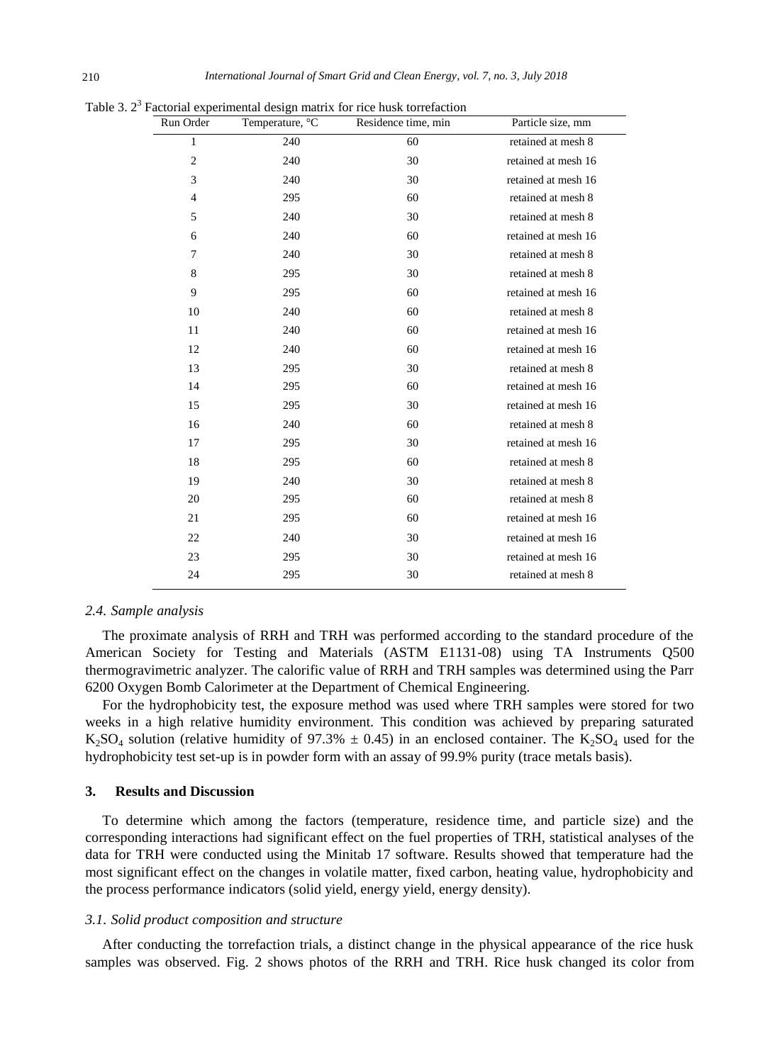Table 3. $2^3$ Factorial experimental design matrix for rice husk torrefaction

| Run Order | Temperature, °C | Residence time, min | Particle size, mm |
|---|---|---|---|
| 1 | 240 | 60 | retained at mesh 8 |
| 2 | 240 | 30 | retained at mesh 16 |
| 3 | 240 | 30 | retained at mesh 16 |
| 4 | 295 | 60 | retained at mesh 8 |
| 5 | 240 | 30 | retained at mesh 8 |
| 6 | 240 | 60 | retained at mesh 16 |
| 7 | 240 | 30 | retained at mesh 8 |
| 8 | 295 | 30 | retained at mesh 8 |
| 9 | 295 | 60 | retained at mesh 16 |
| 10 | 240 | 60 | retained at mesh 8 |
| 11 | 240 | 60 | retained at mesh 16 |
| 12 | 240 | 60 | retained at mesh 16 |
| 13 | 295 | 30 | retained at mesh 8 |
| 14 | 295 | 60 | retained at mesh 16 |
| 15 | 295 | 30 | retained at mesh 16 |
| 16 | 240 | 60 | retained at mesh 8 |
| 17 | 295 | 30 | retained at mesh 16 |
| 18 | 295 | 60 | retained at mesh 8 |
| 19 | 240 | 30 | retained at mesh 8 |
| 20 | 295 | 60 | retained at mesh 8 |
| 21 | 295 | 60 | retained at mesh 16 |
| 22 | 240 | 30 | retained at mesh 16 |
| 23 | 295 | 30 | retained at mesh 16 |
| 24 | 295 | 30 | retained at mesh 8 |

### *2.4. Sample analysis*

The proximate analysis of RRH and TRH was performed according to the standard procedure of the American Society for Testing and Materials (ASTM E1131-08) using TA Instruments Q500 thermogravimetric analyzer. The calorific value of RRH and TRH samples was determined using the Parr 6200 Oxygen Bomb Calorimeter at the Department of Chemical Engineering.

For the hydrophobicity test, the exposure method was used where TRH samples were stored for two weeks in a high relative humidity environment. This condition was achieved by preparing saturated $K_2SO_4$ solution (relative humidity of 97.3% ± 0.45) in an enclosed container. The $K_2SO_4$ used for the hydrophobicity test set-up is in powder form with an assay of 99.9% purity (trace metals basis).

## 3. Results and Discussion

To determine which among the factors (temperature, residence time, and particle size) and the corresponding interactions had significant effect on the fuel properties of TRH, statistical analyses of the data for TRH were conducted using the Minitab 17 software. Results showed that temperature had the most significant effect on the changes in volatile matter, fixed carbon, heating value, hydrophobicity and the process performance indicators (solid yield, energy yield, energy density).

### *3.1. Solid product composition and structure*

After conducting the torrefaction trials, a distinct change in the physical appearance of the rice husk samples was observed. Fig. 2 shows photos of the RRH and TRH. Rice husk changed its color from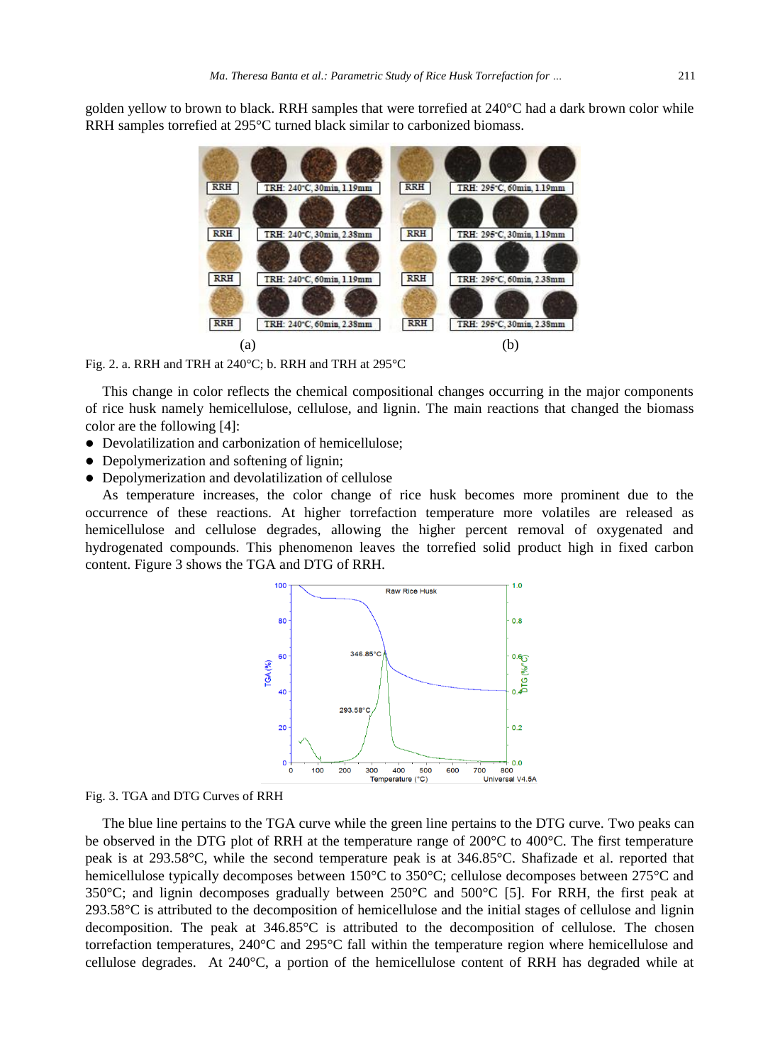golden yellow to brown to black. RRH samples that were torrefied at 240°C had a dark brown color while RRH samples torrefied at 295°C turned black similar to carbonized biomass.

Fig. 2. a. RRH and TRH at 240°C; b. RRH and TRH at 295°C

This change in color reflects the chemical compositional changes occurring in the major components of rice husk namely hemicellulose, cellulose, and lignin. The main reactions that changed the biomass color are the following [4]:

- Devolatilization and carbonization of hemicellulose;
- Depolymerization and softening of lignin;
- Depolymerization and devolatilization of cellulose

As temperature increases, the color change of rice husk becomes more prominent due to the occurrence of these reactions. At higher torrefaction temperature more volatiles are released as hemicellulose and cellulose degrades, allowing the higher percent removal of oxygenated and hydrogenated compounds. This phenomenon leaves the torrefied solid product high in fixed carbon content. Figure 3 shows the TGA and DTG of RRH.

Fig. 3. TGA and DTG Curves of RRH

The blue line pertains to the TGA curve while the green line pertains to the DTG curve. Two peaks can be observed in the DTG plot of RRH at the temperature range of 200°C to 400°C. The first temperature peak is at 293.58°C, while the second temperature peak is at 346.85°C. Shafizade et al. reported that hemicellulose typically decomposes between 150°C to 350°C; cellulose decomposes between 275°C and 350°C; and lignin decomposes gradually between 250°C and 500°C [5]. For RRH, the first peak at 293.58°C is attributed to the decomposition of hemicellulose and the initial stages of cellulose and lignin decomposition. The peak at 346.85°C is attributed to the decomposition of cellulose. The chosen torrefaction temperatures, 240°C and 295°C fall within the temperature region where hemicellulose and cellulose degrades. At 240°C, a portion of the hemicellulose content of RRH has degraded while at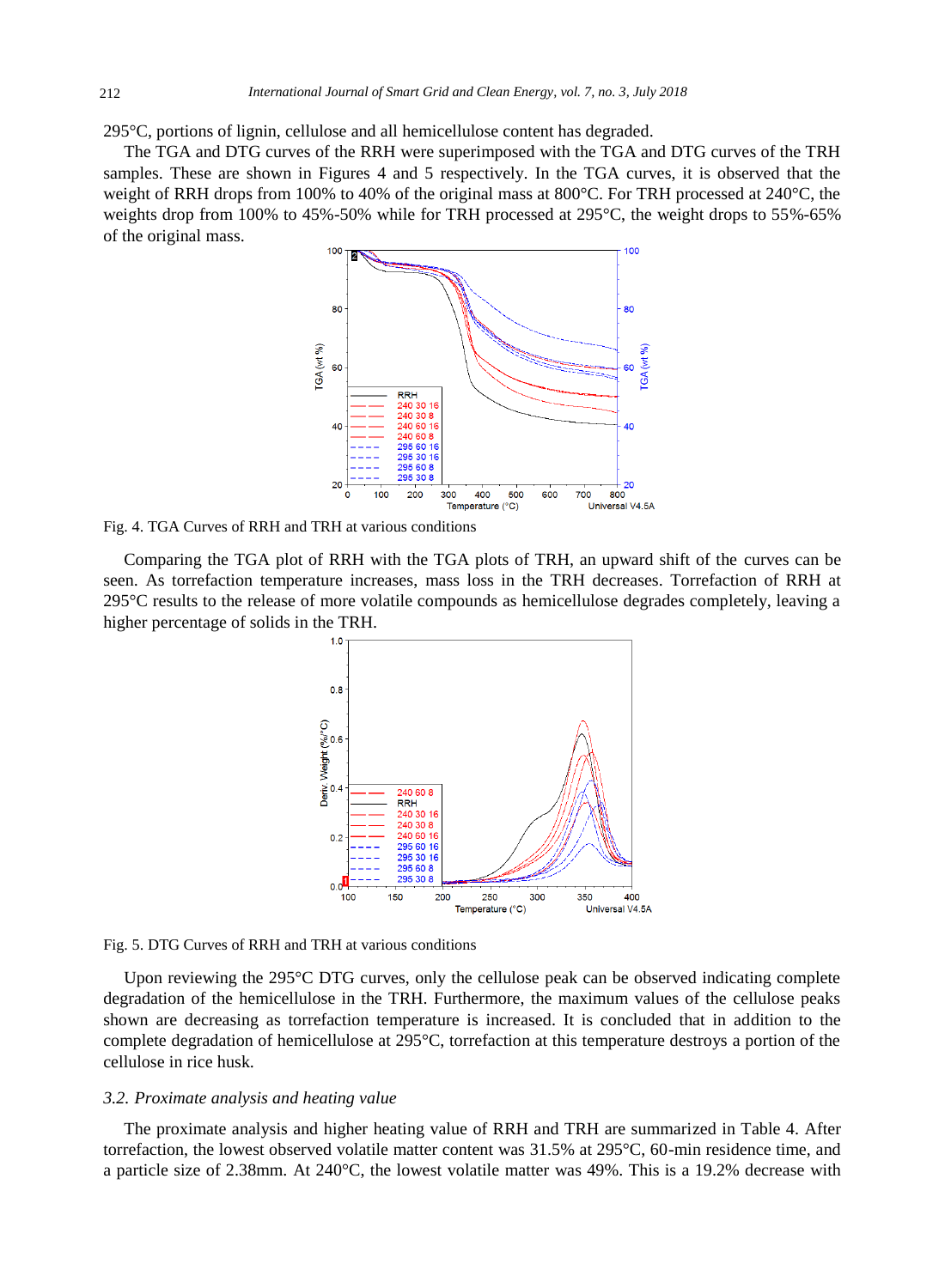295°C, portions of lignin, cellulose and all hemicellulose content has degraded.

The TGA and DTG curves of the RRH were superimposed with the TGA and DTG curves of the TRH samples. These are shown in Figures 4 and 5 respectively. In the TGA curves, it is observed that the weight of RRH drops from 100% to 40% of the original mass at 800°C. For TRH processed at 240°C, the weights drop from 100% to 45%-50% while for TRH processed at 295°C, the weight drops to 55%-65% of the original mass.

Fig. 4. TGA Curves of RRH and TRH at various conditions

Comparing the TGA plot of RRH with the TGA plots of TRH, an upward shift of the curves can be seen. As torrefaction temperature increases, mass loss in the TRH decreases. Torrefaction of RRH at 295°C results to the release of more volatile compounds as hemicellulose degrades completely, leaving a higher percentage of solids in the TRH.

Fig. 5. DTG Curves of RRH and TRH at various conditions

Upon reviewing the 295°C DTG curves, only the cellulose peak can be observed indicating complete degradation of the hemicellulose in the TRH. Furthermore, the maximum values of the cellulose peaks shown are decreasing as torrefaction temperature is increased. It is concluded that in addition to the complete degradation of hemicellulose at 295°C, torrefaction at this temperature destroys a portion of the cellulose in rice husk.

### *3.2. Proximate analysis and heating value*

The proximate analysis and higher heating value of RRH and TRH are summarized in Table 4. After torrefaction, the lowest observed volatile matter content was 31.5% at 295°C, 60-min residence time, and a particle size of 2.38mm. At 240°C, the lowest volatile matter was 49%. This is a 19.2% decrease with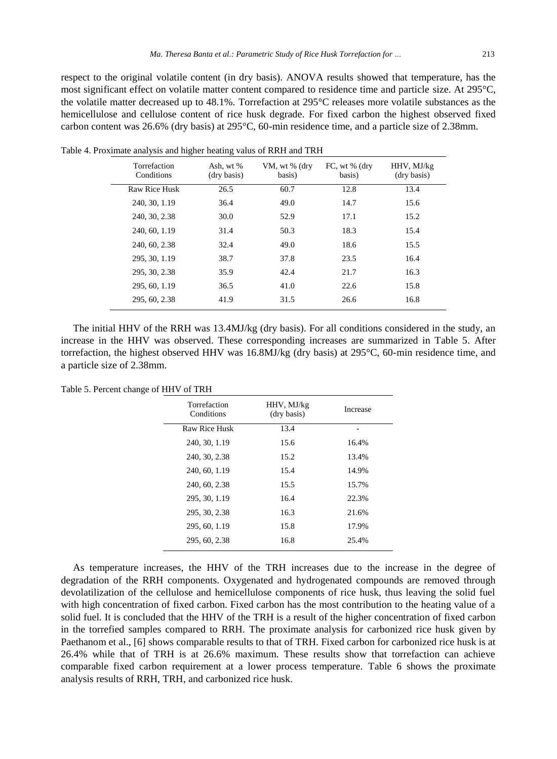respect to the original volatile content (in dry basis). ANOVA results showed that temperature, has the most significant effect on volatile matter content compared to residence time and particle size. At 295°C, the volatile matter decreased up to 48.1%. Torrefaction at 295°C releases more volatile substances as the hemicellulose and cellulose content of rice husk degrade. For fixed carbon the highest observed fixed carbon content was 26.6% (dry basis) at 295°C, 60-min residence time, and a particle size of 2.38mm.

Table 4. Proximate analysis and higher heating valus of RRH and TRH

| Torrefaction Conditions | Ash, wt % (dry basis) | VM, wt % (dry basis) | FC, wt % (dry basis) | HHV, MJ/kg (dry basis) |
|---|---|---|---|---|
| Raw Rice Husk | 26.5 | 60.7 | 12.8 | 13.4 |
| 240, 30, 1.19 | 36.4 | 49.0 | 14.7 | 15.6 |
| 240, 30, 2.38 | 30.0 | 52.9 | 17.1 | 15.2 |
| 240, 60, 1.19 | 31.4 | 50.3 | 18.3 | 15.4 |
| 240, 60, 2.38 | 32.4 | 49.0 | 18.6 | 15.5 |
| 295, 30, 1.19 | 38.7 | 37.8 | 23.5 | 16.4 |
| 295, 30, 2.38 | 35.9 | 42.4 | 21.7 | 16.3 |
| 295, 60, 1.19 | 36.5 | 41.0 | 22.6 | 15.8 |
| 295, 60, 2.38 | 41.9 | 31.5 | 26.6 | 16.8 |

The initial HHV of the RRH was 13.4MJ/kg (dry basis). For all conditions considered in the study, an increase in the HHV was observed. These corresponding increases are summarized in Table 5. After torrefaction, the highest observed HHV was 16.8MJ/kg (dry basis) at 295°C, 60-min residence time, and a particle size of 2.38mm.

Table 5. Percent change of HHV of TRH

| Torrefaction Conditions | HHV, MJ/kg (dry basis) | Increase |
|---|---|---|
| Raw Rice Husk | 13.4 | - |
| 240, 30, 1.19 | 15.6 | 16.4% |
| 240, 30, 2.38 | 15.2 | 13.4% |
| 240, 60, 1.19 | 15.4 | 14.9% |
| 240, 60, 2.38 | 15.5 | 15.7% |
| 295, 30, 1.19 | 16.4 | 22.3% |
| 295, 30, 2.38 | 16.3 | 21.6% |
| 295, 60, 1.19 | 15.8 | 17.9% |
| 295, 60, 2.38 | 16.8 | 25.4% |

As temperature increases, the HHV of the TRH increases due to the increase in the degree of degradation of the RRH components. Oxygenated and hydrogenated compounds are removed through devolatilization of the cellulose and hemicellulose components of rice husk, thus leaving the solid fuel with high concentration of fixed carbon. Fixed carbon has the most contribution to the heating value of a solid fuel. It is concluded that the HHV of the TRH is a result of the higher concentration of fixed carbon in the torrefied samples compared to RRH. The proximate analysis for carbonized rice husk given by Paethanom et al., [6] shows comparable results to that of TRH. Fixed carbon for carbonized rice husk is at 26.4% while that of TRH is at 26.6% maximum. These results show that torrefaction can achieve comparable fixed carbon requirement at a lower process temperature. Table 6 shows the proximate analysis results of RRH, TRH, and carbonized rice husk.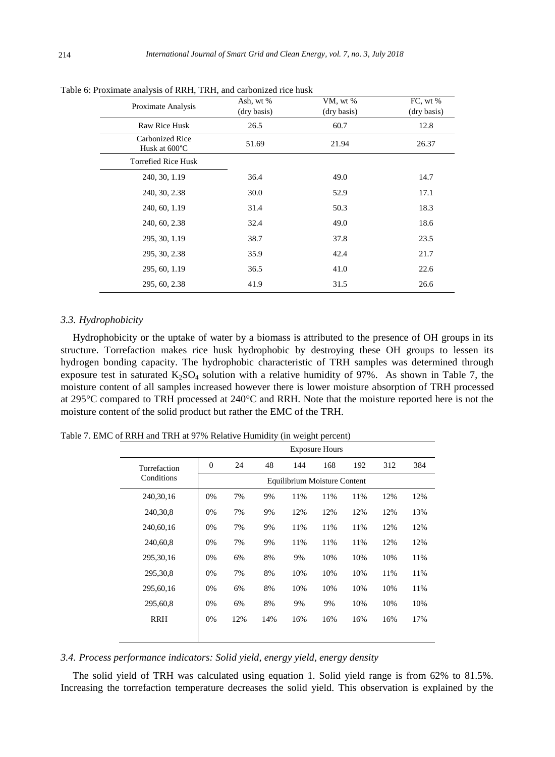Table 6: Proximate analysis of RRH, TRH, and carbonized rice husk

| Proximate Analysis | Ash, wt % (dry basis) | VM, wt % (dry basis) | FC, wt % (dry basis) |
|---|---|---|---|
| Raw Rice Husk | 26.5 | 60.7 | 12.8 |
| Carbonized Rice Husk at 600°C | 51.69 | 21.94 | 26.37 |
| Torrefied Rice Husk | | | |
| 240, 30, 1.19 | 36.4 | 49.0 | 14.7 |
| 240, 30, 2.38 | 30.0 | 52.9 | 17.1 |
| 240, 60, 1.19 | 31.4 | 50.3 | 18.3 |
| 240, 60, 2.38 | 32.4 | 49.0 | 18.6 |
| 295, 30, 1.19 | 38.7 | 37.8 | 23.5 |
| 295, 30, 2.38 | 35.9 | 42.4 | 21.7 |
| 295, 60, 1.19 | 36.5 | 41.0 | 22.6 |
| 295, 60, 2.38 | 41.9 | 31.5 | 26.6 |

### *3.3. Hydrophobicity*

Hydrophobicity or the uptake of water by a biomass is attributed to the presence of OH groups in its structure. Torrefaction makes rice husk hydrophobic by destroying these OH groups to lessen its hydrogen bonding capacity. The hydrophobic characteristic of TRH samples was determined through exposure test in saturated $K_2SO_4$ solution with a relative humidity of 97%. As shown in Table 7, the moisture content of all samples increased however there is lower moisture absorption of TRH processed at 295°C compared to TRH processed at 240°C and RRH. Note that the moisture reported here is not the moisture content of the solid product but rather the EMC of the TRH.

Table 7. EMC of RRH and TRH at 97% Relative Humidity (in weight percent)

| Torrefaction Conditions | Exposure Hours | | | | | | | |
|---|---|---|---|---|---|---|---|---|
| | 0 | 24 | 48 | 144 | 168 | 192 | 312 | 384 |
| | Equilibrium Moisture Content | | | | | | | |
| 240,30,16 | 0% | 7% | 9% | 11% | 11% | 11% | 12% | 12% |
| 240,30,8 | 0% | 7% | 9% | 12% | 12% | 12% | 12% | 13% |
| 240,60,16 | 0% | 7% | 9% | 11% | 11% | 11% | 12% | 12% |
| 240,60,8 | 0% | 7% | 9% | 11% | 11% | 11% | 12% | 12% |
| 295,30,16 | 0% | 6% | 8% | 9% | 10% | 10% | 10% | 11% |
| 295,30,8 | 0% | 7% | 8% | 10% | 10% | 10% | 11% | 11% |
| 295,60,16 | 0% | 6% | 8% | 10% | 10% | 10% | 10% | 11% |
| 295,60,8 | 0% | 6% | 8% | 9% | 9% | 10% | 10% | 10% |
| RRH | 0% | 12% | 14% | 16% | 16% | 16% | 16% | 17% |

### *3.4. Process performance indicators: Solid yield, energy yield, energy density*

The solid yield of TRH was calculated using equation 1. Solid yield range is from 62% to 81.5%. Increasing the torrefaction temperature decreases the solid yield. This observation is explained by the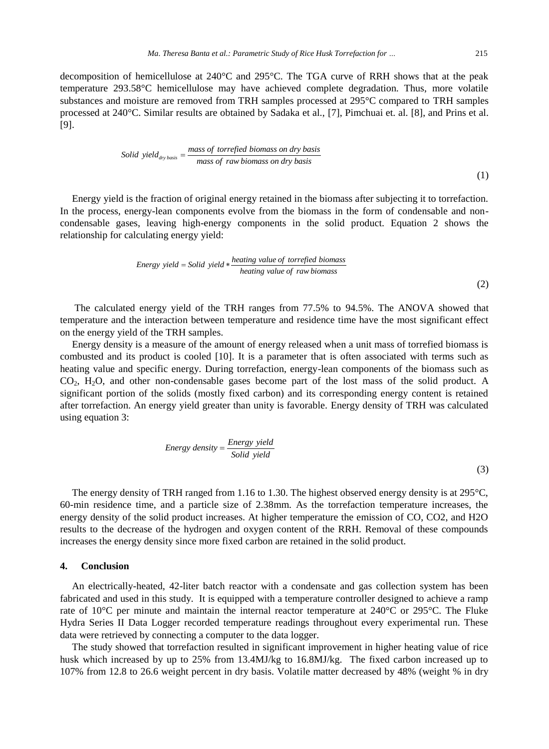decomposition of hemicellulose at 240°C and 295°C. The TGA curve of RRH shows that at the peak temperature 293.58°C hemicellulose may have achieved complete degradation. Thus, more volatile substances and moisture are removed from TRH samples processed at 295°C compared to TRH samples processed at 240°C. Similar results are obtained by Sadaka et al., [7], Pimchuai et. al. [8], and Prins et al. [9].

$$Solid\ yield_{dry\ basis} = \frac{mass\ of\ torrefied\ biomass\ on\ dry\ basis}{mass\ of\ raw\ biomass\ on\ dry\ basis} \tag{1}$$

Energy yield is the fraction of original energy retained in the biomass after subjecting it to torrefaction. In the process, energy-lean components evolve from the biomass in the form of condensable and non-condensable gases, leaving high-energy components in the solid product. Equation 2 shows the relationship for calculating energy yield:

$$Energy\ yield = Solid\ yield * \frac{heating\ value\ of\ torrefied\ biomass}{heating\ value\ of\ raw\ biomass} \tag{2}$$

The calculated energy yield of the TRH ranges from 77.5% to 94.5%. The ANOVA showed that temperature and the interaction between temperature and residence time have the most significant effect on the energy yield of the TRH samples.

Energy density is a measure of the amount of energy released when a unit mass of torrefied biomass is combusted and its product is cooled [10]. It is a parameter that is often associated with terms such as heating value and specific energy. During torrefaction, energy-lean components of the biomass such as $CO_2$, $H_2O$, and other non-condensable gases become part of the lost mass of the solid product. A significant portion of the solids (mostly fixed carbon) and its corresponding energy content is retained after torrefaction. An energy yield greater than unity is favorable. Energy density of TRH was calculated using equation 3:

$$Energy\ density = \frac{Energy\ yield}{Solid\ yield} \tag{3}$$

The energy density of TRH ranged from 1.16 to 1.30. The highest observed energy density is at 295°C, 60-min residence time, and a particle size of 2.38mm. As the torrefaction temperature increases, the energy density of the solid product increases. At higher temperature the emission of CO, CO2, and H2O results to the decrease of the hydrogen and oxygen content of the RRH. Removal of these compounds increases the energy density since more fixed carbon are retained in the solid product.

## 4. Conclusion

An electrically-heated, 42-liter batch reactor with a condensate and gas collection system has been fabricated and used in this study. It is equipped with a temperature controller designed to achieve a ramp rate of 10°C per minute and maintain the internal reactor temperature at 240°C or 295°C. The Fluke Hydra Series II Data Logger recorded temperature readings throughout every experimental run. These data were retrieved by connecting a computer to the data logger.

The study showed that torrefaction resulted in significant improvement in higher heating value of rice husk which increased by up to 25% from 13.4MJ/kg to 16.8MJ/kg. The fixed carbon increased up to 107% from 12.8 to 26.6 weight percent in dry basis. Volatile matter decreased by 48% (weight % in dry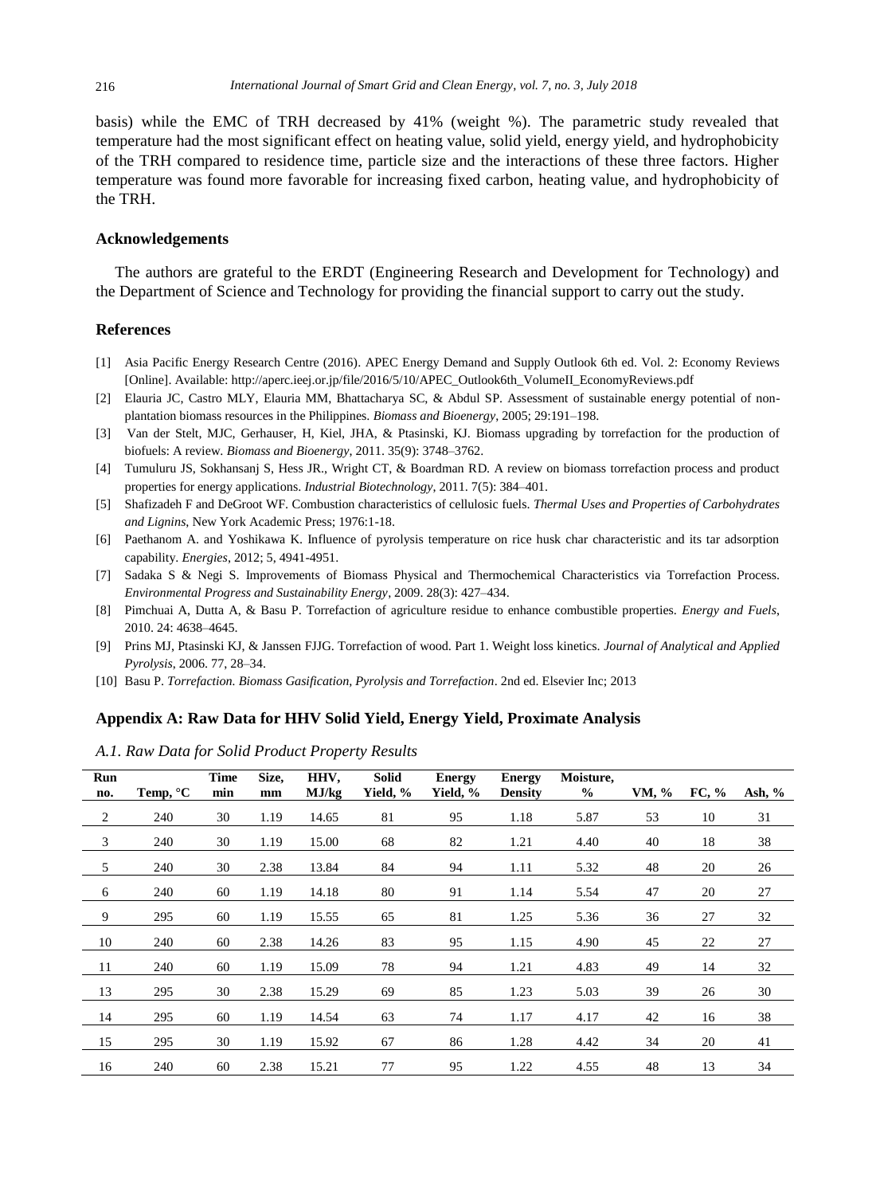basis) while the EMC of TRH decreased by 41% (weight %). The parametric study revealed that temperature had the most significant effect on heating value, solid yield, energy yield, and hydrophobicity of the TRH compared to residence time, particle size and the interactions of these three factors. Higher temperature was found more favorable for increasing fixed carbon, heating value, and hydrophobicity of the TRH.

## Acknowledgements

The authors are grateful to the ERDT (Engineering Research and Development for Technology) and the Department of Science and Technology for providing the financial support to carry out the study.

## References

[1] Asia Pacific Energy Research Centre (2016). APEC Energy Demand and Supply Outlook 6th ed. Vol. 2: Economy Reviews [Online]. Available: http://aperc.ieej.or.jp/file/2016/5/10/APEC_Outlook6th_VolumeII_EconomyReviews.pdf

[2] Elauria JC, Castro MLY, Elauria MM, Bhattacharya SC, & Abdul SP. Assessment of sustainable energy potential of non-plantation biomass resources in the Philippines. *Biomass and Bioenergy*, 2005; 29:191–198.

[3] Van der Stelt, MJC, Gerhauser, H, Kiel, JHA, & Ptasinski, KJ. Biomass upgrading by torrefaction for the production of biofuels: A review. *Biomass and Bioenergy*, 2011. 35(9): 3748–3762.

[4] Tumuluru JS, Sokhansanj S, Hess JR., Wright CT, & Boardman RD. A review on biomass torrefaction process and product properties for energy applications. *Industrial Biotechnology*, 2011. 7(5): 384–401.

[5] Shafizadeh F and DeGroot WF. Combustion characteristics of cellulosic fuels. *Thermal Uses and Properties of Carbohydrates and Lignins*, New York Academic Press; 1976:1-18.

[6] Paethanom A. and Yoshikawa K. Influence of pyrolysis temperature on rice husk char characteristic and its tar adsorption capability. *Energies*, 2012; 5, 4941-4951.

[7] Sadaka S & Negi S. Improvements of Biomass Physical and Thermochemical Characteristics via Torrefaction Process. *Environmental Progress and Sustainability Energy*, 2009. 28(3): 427–434.

[8] Pimchuai A, Dutta A, & Basu P. Torrefaction of agriculture residue to enhance combustible properties. *Energy and Fuels*, 2010. 24: 4638–4645.

[9] Prins MJ, Ptasinski KJ, & Janssen FJJG. Torrefaction of wood. Part 1. Weight loss kinetics. *Journal of Analytical and Applied Pyrolysis*, 2006. 77, 28–34.

[10] Basu P. *Torrefaction. Biomass Gasification, Pyrolysis and Torrefaction*. 2nd ed. Elsevier Inc; 2013

## Appendix A: Raw Data for HHV Solid Yield, Energy Yield, Proximate Analysis

*A.1. Raw Data for Solid Product Property Results*

| Run no. | Temp, °C | Time min | Size, mm | HHV, MJ/kg | Solid Yield, % | Energy Yield, % | Energy Density | Moisture, % | VM, % | FC, % | Ash, % |
|---|---|---|---|---|---|---|---|---|---|---|---|
| 2 | 240 | 30 | 1.19 | 14.65 | 81 | 95 | 1.18 | 5.87 | 53 | 10 | 31 |
| 3 | 240 | 30 | 1.19 | 15.00 | 68 | 82 | 1.21 | 4.40 | 40 | 18 | 38 |
| 5 | 240 | 30 | 2.38 | 13.84 | 84 | 94 | 1.11 | 5.32 | 48 | 20 | 26 |
| 6 | 240 | 60 | 1.19 | 14.18 | 80 | 91 | 1.14 | 5.54 | 47 | 20 | 27 |
| 9 | 295 | 60 | 1.19 | 15.55 | 65 | 81 | 1.25 | 5.36 | 36 | 27 | 32 |
| 10 | 240 | 60 | 2.38 | 14.26 | 83 | 95 | 1.15 | 4.90 | 45 | 22 | 27 |
| 11 | 240 | 60 | 1.19 | 15.09 | 78 | 94 | 1.21 | 4.83 | 49 | 14 | 32 |
| 13 | 295 | 30 | 2.38 | 15.29 | 69 | 85 | 1.23 | 5.03 | 39 | 26 | 30 |
| 14 | 295 | 60 | 1.19 | 14.54 | 63 | 74 | 1.17 | 4.17 | 42 | 16 | 38 |
| 15 | 295 | 30 | 1.19 | 15.92 | 67 | 86 | 1.28 | 4.42 | 34 | 20 | 41 |
| 16 | 240 | 60 | 2.38 | 15.21 | 77 | 95 | 1.22 | 4.55 | 48 | 13 | 34 |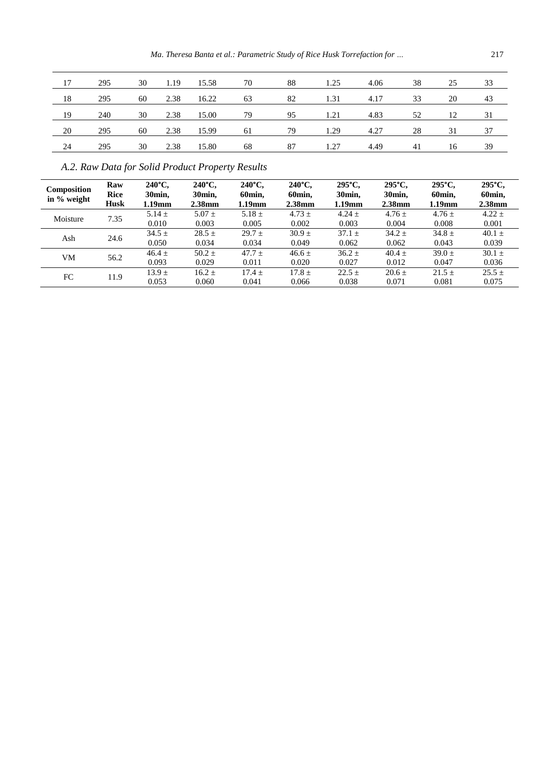| | | | | | | | | | | | |
|---|---|---|---|---|---|---|---|---|---|---|---|
| 17 | 295 | 30 | 1.19 | 15.58 | 70 | 88 | 1.25 | 4.06 | 38 | 25 | 33 |
| 18 | 295 | 60 | 2.38 | 16.22 | 63 | 82 | 1.31 | 4.17 | 33 | 20 | 43 |
| 19 | 240 | 30 | 2.38 | 15.00 | 79 | 95 | 1.21 | 4.83 | 52 | 12 | 31 |
| 20 | 295 | 60 | 2.38 | 15.99 | 61 | 79 | 1.29 | 4.27 | 28 | 31 | 37 |
| 24 | 295 | 30 | 2.38 | 15.80 | 68 | 87 | 1.27 | 4.49 | 41 | 16 | 39 |

### *A.2. Raw Data for Solid Product Property Results*

| Composition in % weight | Raw Rice Husk | 240°C, 30min, 1.19mm | 240°C, 30min, 2.38mm | 240°C, 60min, 1.19mm | 240°C, 60min, 2.38mm | 295°C, 30min, 1.19mm | 295°C, 30min, 2.38mm | 295°C, 60min, 1.19mm | 295°C, 60min, 2.38mm |
|---|---|---|---|---|---|---|---|---|---|
| Moisture | 7.35 | 5.14 ± 0.010 | 5.07 ± 0.003 | 5.18 ± 0.005 | 4.73 ± 0.002 | 4.24 ± 0.003 | 4.76 ± 0.004 | 4.76 ± 0.008 | 4.22 ± 0.001 |
| Ash | 24.6 | 34.5 ± 0.050 | 28.5 ± 0.034 | 29.7 ± 0.034 | 30.9 ± 0.049 | 37.1 ± 0.062 | 34.2 ± 0.062 | 34.8 ± 0.043 | 40.1 ± 0.039 |
| VM | 56.2 | 46.4 ± 0.093 | 50.2 ± 0.029 | 47.7 ± 0.011 | 46.6 ± 0.020 | 36.2 ± 0.027 | 40.4 ± 0.012 | 39.0 ± 0.047 | 30.1 ± 0.036 |
| FC | 11.9 | 13.9 ± 0.053 | 16.2 ± 0.060 | 17.4 ± 0.041 | 17.8 ± 0.066 | 22.5 ± 0.038 | 20.6 ± 0.071 | 21.5 ± 0.081 | 25.5 ± 0.075 |